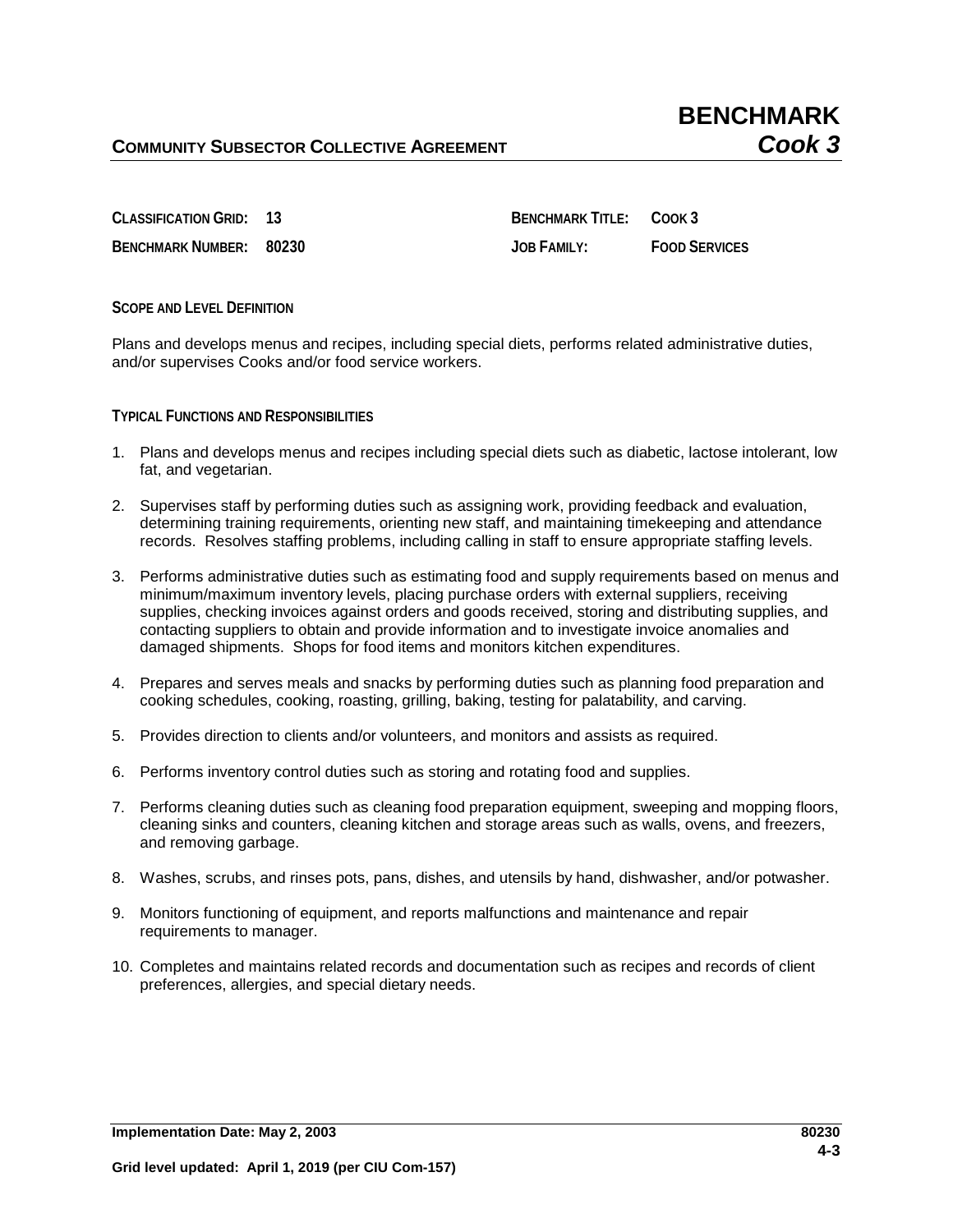# BENCHMARK
## *Cook 3*

**COMMUNITY SUBSECTOR COLLECTIVE AGREEMENT**

| | | | |
|---|---|---|---|
| **CLASSIFICATION GRID:** | **13** | **BENCHMARK TITLE:** | **COOK 3** |
| **BENCHMARK NUMBER:** | **80230** | **JOB FAMILY:** | **FOOD SERVICES** |

### SCOPE AND LEVEL DEFINITION

Plans and develops menus and recipes, including special diets, performs related administrative duties, and/or supervises Cooks and/or food service workers.

### TYPICAL FUNCTIONS AND RESPONSIBILITIES

1. Plans and develops menus and recipes including special diets such as diabetic, lactose intolerant, low fat, and vegetarian.
2. Supervises staff by performing duties such as assigning work, providing feedback and evaluation, determining training requirements, orienting new staff, and maintaining timekeeping and attendance records. Resolves staffing problems, including calling in staff to ensure appropriate staffing levels.
3. Performs administrative duties such as estimating food and supply requirements based on menus and minimum/maximum inventory levels, placing purchase orders with external suppliers, receiving supplies, checking invoices against orders and goods received, storing and distributing supplies, and contacting suppliers to obtain and provide information and to investigate invoice anomalies and damaged shipments. Shops for food items and monitors kitchen expenditures.
4. Prepares and serves meals and snacks by performing duties such as planning food preparation and cooking schedules, cooking, roasting, grilling, baking, testing for palatability, and carving.
5. Provides direction to clients and/or volunteers, and monitors and assists as required.
6. Performs inventory control duties such as storing and rotating food and supplies.
7. Performs cleaning duties such as cleaning food preparation equipment, sweeping and mopping floors, cleaning sinks and counters, cleaning kitchen and storage areas such as walls, ovens, and freezers, and removing garbage.
8. Washes, scrubs, and rinses pots, pans, dishes, and utensils by hand, dishwasher, and/or potwasher.
9. Monitors functioning of equipment, and reports malfunctions and maintenance and repair requirements to manager.
10. Completes and maintains related records and documentation such as recipes and records of client preferences, allergies, and special dietary needs.

**Implementation Date: May 2, 2003** **80230**

**Grid level updated: April 1, 2019 (per CIU Com-157)**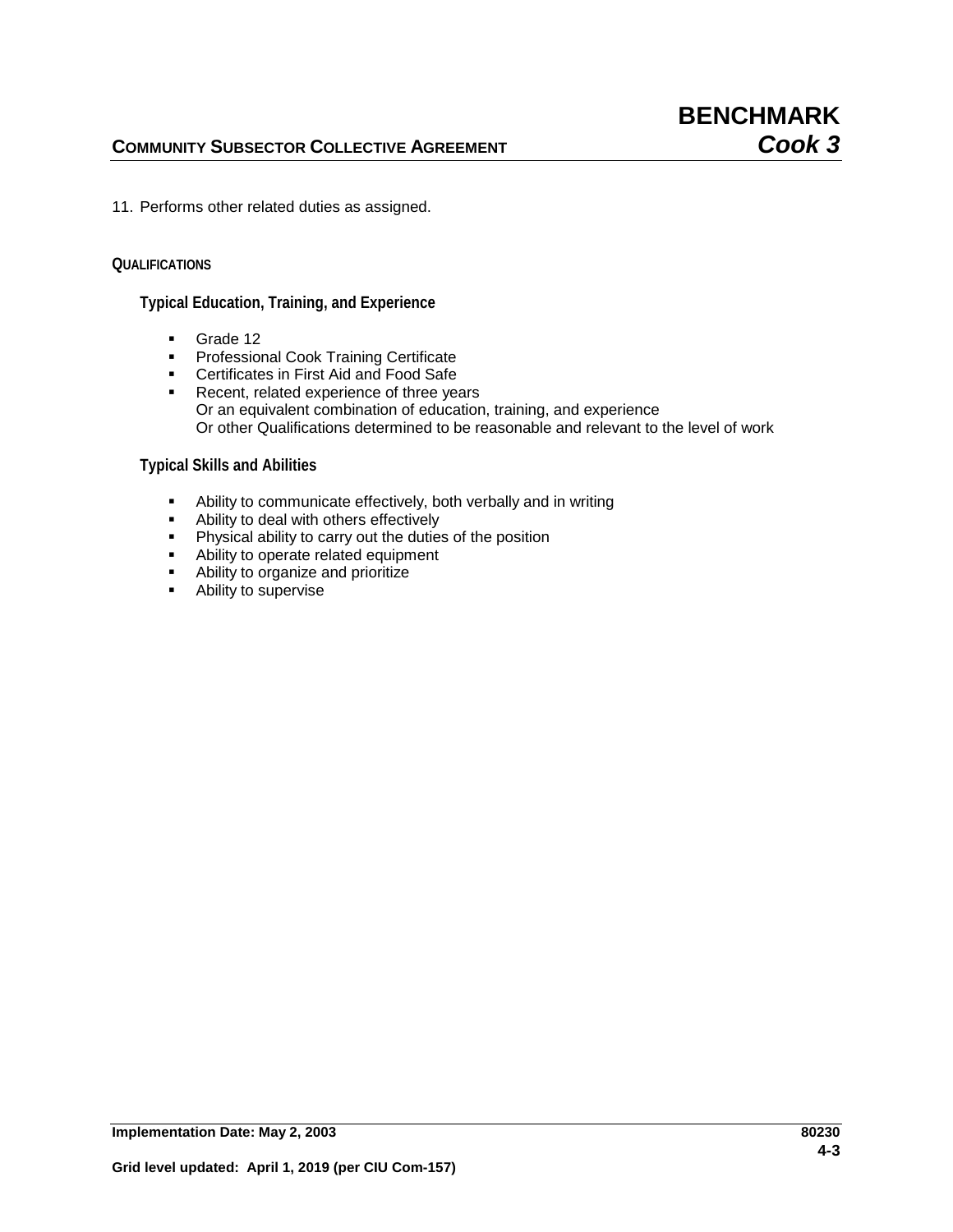11. Performs other related duties as assigned.

## QUALIFICATIONS

### Typical Education, Training, and Experience

- Grade 12
- Professional Cook Training Certificate
- Certificates in First Aid and Food Safe
- Recent, related experience of three years  
  Or an equivalent combination of education, training, and experience  
  Or other Qualifications determined to be reasonable and relevant to the level of work

### Typical Skills and Abilities

- Ability to communicate effectively, both verbally and in writing
- Ability to deal with others effectively
- Physical ability to carry out the duties of the position
- Ability to operate related equipment
- Ability to organize and prioritize
- Ability to supervise